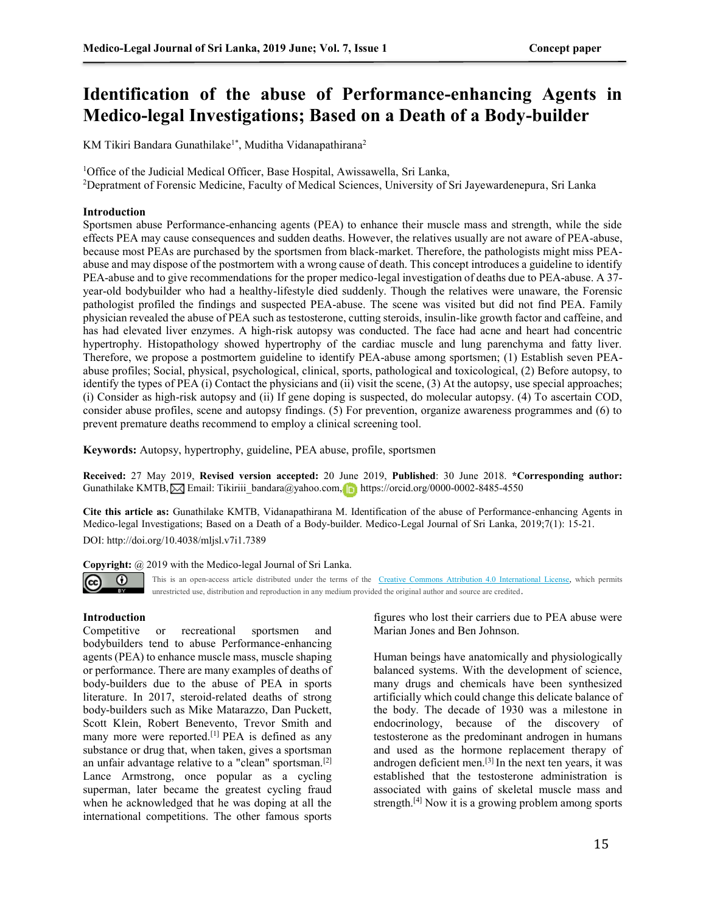# Identification of the abuse of Performance-enhancing Agents in Medico-legal Investigations; Based on a Death of a Body-builder

KM Tikiri Bandara Gunathilake[1*], Muditha Vidanapathirana[2]

[1]Office of the Judicial Medical Officer, Base Hospital, Awissawella, Sri Lanka,
[2]Depratment of Forensic Medicine, Faculty of Medical Sciences, University of Sri Jayewardenepura, Sri Lanka

## Introduction

Sportsmen abuse Performance-enhancing agents (PEA) to enhance their muscle mass and strength, while the side effects PEA may cause consequences and sudden deaths. However, the relatives usually are not aware of PEA-abuse, because most PEAs are purchased by the sportsmen from black-market. Therefore, the pathologists might miss PEA-abuse and may dispose of the postmortem with a wrong cause of death. This concept introduces a guideline to identify PEA-abuse and to give recommendations for the proper medico-legal investigation of deaths due to PEA-abuse. A 37-year-old bodybuilder who had a healthy-lifestyle died suddenly. Though the relatives were unaware, the Forensic pathologist profiled the findings and suspected PEA-abuse. The scene was visited but did not find PEA. Family physician revealed the abuse of PEA such as testosterone, cutting steroids, insulin-like growth factor and caffeine, and has had elevated liver enzymes. A high-risk autopsy was conducted. The face had acne and heart had concentric hypertrophy. Histopathology showed hypertrophy of the cardiac muscle and lung parenchyma and fatty liver. Therefore, we propose a postmortem guideline to identify PEA-abuse among sportsmen; (1) Establish seven PEA-abuse profiles; Social, physical, psychological, clinical, sports, pathological and toxicological, (2) Before autopsy, to identify the types of PEA (i) Contact the physicians and (ii) visit the scene, (3) At the autopsy, use special approaches; (i) Consider as high-risk autopsy and (ii) If gene doping is suspected, do molecular autopsy. (4) To ascertain COD, consider abuse profiles, scene and autopsy findings. (5) For prevention, organize awareness programmes and (6) to prevent premature deaths recommend to employ a clinical screening tool.

**Keywords:** Autopsy, hypertrophy, guideline, PEA abuse, profile, sportsmen

**Received:** 27 May 2019, **Revised version accepted:** 20 June 2019, **Published**: 30 June 2018. ***Corresponding author:** Gunathilake KMTB, Email: Tikiriii_bandara@yahoo.com, https://orcid.org/0000-0002-8485-4550

**Cite this article as:** Gunathilake KMTB, Vidanapathirana M. Identification of the abuse of Performance-enhancing Agents in Medico-legal Investigations; Based on a Death of a Body-builder. Medico-Legal Journal of Sri Lanka, 2019;7(1): 15-21.

DOI: http://doi.org/10.4038/mljsl.v7i1.7389

**Copyright:** @ 2019 with the Medico-legal Journal of Sri Lanka.

This is an open-access article distributed under the terms of the Creative Commons Attribution 4.0 International License, which permits unrestricted use, distribution and reproduction in any medium provided the original author and source are credited.

## Introduction

Competitive or recreational sportsmen and bodybuilders tend to abuse Performance-enhancing agents (PEA) to enhance muscle mass, muscle shaping or performance. There are many examples of deaths of body-builders due to the abuse of PEA in sports literature. In 2017, steroid-related deaths of strong body-builders such as Mike Matarazzo, Dan Puckett, Scott Klein, Robert Benevento, Trevor Smith and many more were reported.[1] PEA is defined as any substance or drug that, when taken, gives a sportsman an unfair advantage relative to a "clean" sportsman.[2] Lance Armstrong, once popular as a cycling superman, later became the greatest cycling fraud when he acknowledged that he was doping at all the international competitions. The other famous sports figures who lost their carriers due to PEA abuse were Marian Jones and Ben Johnson.

Human beings have anatomically and physiologically balanced systems. With the development of science, many drugs and chemicals have been synthesized artificially which could change this delicate balance of the body. The decade of 1930 was a milestone in endocrinology, because of the discovery of testosterone as the predominant androgen in humans and used as the hormone replacement therapy of androgen deficient men.[3] In the next ten years, it was established that the testosterone administration is associated with gains of skeletal muscle mass and strength.[4] Now it is a growing problem among sports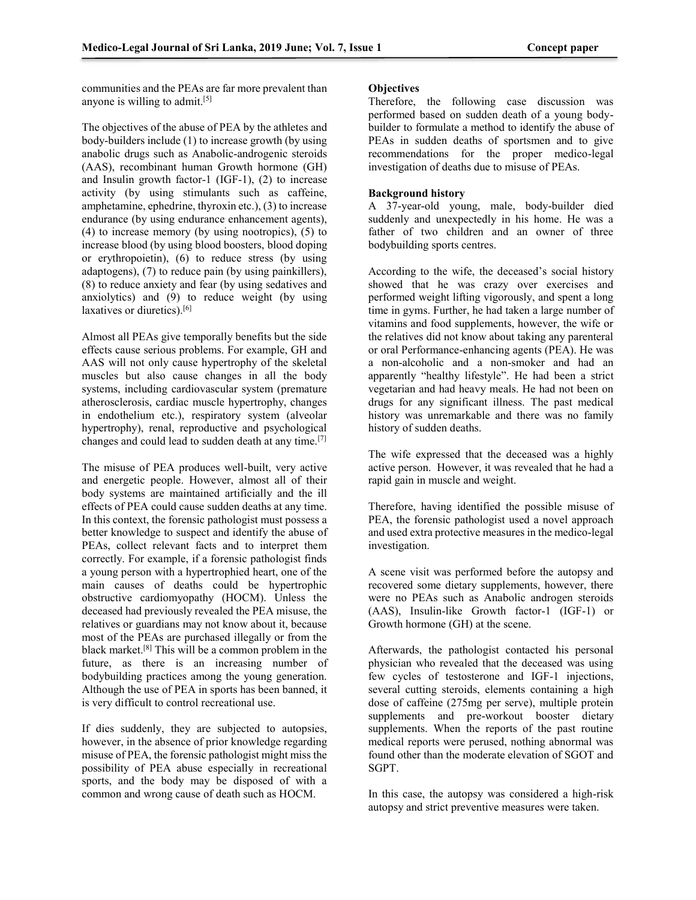communities and the PEAs are far more prevalent than anyone is willing to admit.[5]

The objectives of the abuse of PEA by the athletes and body-builders include (1) to increase growth (by using anabolic drugs such as Anabolic-androgenic steroids (AAS), recombinant human Growth hormone (GH) and Insulin growth factor-1 (IGF-1), (2) to increase activity (by using stimulants such as caffeine, amphetamine, ephedrine, thyroxin etc.), (3) to increase endurance (by using endurance enhancement agents), (4) to increase memory (by using nootropics), (5) to increase blood (by using blood boosters, blood doping or erythropoietin), (6) to reduce stress (by using adaptogens), (7) to reduce pain (by using painkillers), (8) to reduce anxiety and fear (by using sedatives and anxiolytics) and (9) to reduce weight (by using laxatives or diuretics).[6]

Almost all PEAs give temporally benefits but the side effects cause serious problems. For example, GH and AAS will not only cause hypertrophy of the skeletal muscles but also cause changes in all the body systems, including cardiovascular system (premature atherosclerosis, cardiac muscle hypertrophy, changes in endothelium etc.), respiratory system (alveolar hypertrophy), renal, reproductive and psychological changes and could lead to sudden death at any time.[7]

The misuse of PEA produces well-built, very active and energetic people. However, almost all of their body systems are maintained artificially and the ill effects of PEA could cause sudden deaths at any time. In this context, the forensic pathologist must possess a better knowledge to suspect and identify the abuse of PEAs, collect relevant facts and to interpret them correctly. For example, if a forensic pathologist finds a young person with a hypertrophied heart, one of the main causes of deaths could be hypertrophic obstructive cardiomyopathy (HOCM). Unless the deceased had previously revealed the PEA misuse, the relatives or guardians may not know about it, because most of the PEAs are purchased illegally or from the black market.[8] This will be a common problem in the future, as there is an increasing number of bodybuilding practices among the young generation. Although the use of PEA in sports has been banned, it is very difficult to control recreational use.

If dies suddenly, they are subjected to autopsies, however, in the absence of prior knowledge regarding misuse of PEA, the forensic pathologist might miss the possibility of PEA abuse especially in recreational sports, and the body may be disposed of with a common and wrong cause of death such as HOCM.

**Objectives**

Therefore, the following case discussion was performed based on sudden death of a young body-builder to formulate a method to identify the abuse of PEAs in sudden deaths of sportsmen and to give recommendations for the proper medico-legal investigation of deaths due to misuse of PEAs.

**Background history**

A 37-year-old young, male, body-builder died suddenly and unexpectedly in his home. He was a father of two children and an owner of three bodybuilding sports centres.

According to the wife, the deceased's social history showed that he was crazy over exercises and performed weight lifting vigorously, and spent a long time in gyms. Further, he had taken a large number of vitamins and food supplements, however, the wife or the relatives did not know about taking any parenteral or oral Performance-enhancing agents (PEA). He was a non-alcoholic and a non-smoker and had an apparently "healthy lifestyle". He had been a strict vegetarian and had heavy meals. He had not been on drugs for any significant illness. The past medical history was unremarkable and there was no family history of sudden deaths.

The wife expressed that the deceased was a highly active person. However, it was revealed that he had a rapid gain in muscle and weight.

Therefore, having identified the possible misuse of PEA, the forensic pathologist used a novel approach and used extra protective measures in the medico-legal investigation.

A scene visit was performed before the autopsy and recovered some dietary supplements, however, there were no PEAs such as Anabolic androgen steroids (AAS), Insulin-like Growth factor-1 (IGF-1) or Growth hormone (GH) at the scene.

Afterwards, the pathologist contacted his personal physician who revealed that the deceased was using few cycles of testosterone and IGF-1 injections, several cutting steroids, elements containing a high dose of caffeine (275mg per serve), multiple protein supplements and pre-workout booster dietary supplements. When the reports of the past routine medical reports were perused, nothing abnormal was found other than the moderate elevation of SGOT and SGPT.

In this case, the autopsy was considered a high-risk autopsy and strict preventive measures were taken.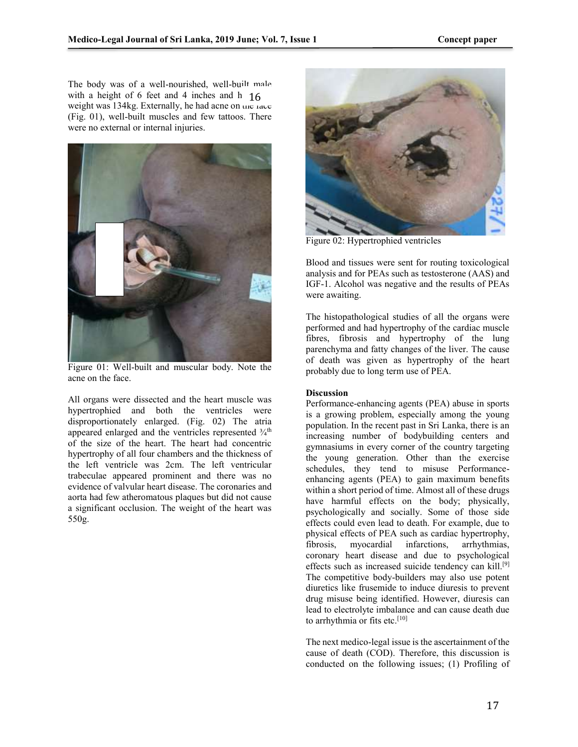The body was of a well-nourished, well-built male with a height of 6 feet and 4 inches and his weight was 134kg. Externally, he had acne on the face (Fig. 01), well-built muscles and few tattoos. There were no external or internal injuries.

Figure 01: Well-built and muscular body. Note the acne on the face.

All organs were dissected and the heart muscle was hypertrophied and both the ventricles were disproportionately enlarged. (Fig. 02) The atria appeared enlarged and the ventricles represented ¾th of the size of the heart. The heart had concentric hypertrophy of all four chambers and the thickness of the left ventricle was 2cm. The left ventricular trabeculae appeared prominent and there was no evidence of valvular heart disease. The coronaries and aorta had few atheromatous plaques but did not cause a significant occlusion. The weight of the heart was 550g.

Figure 02: Hypertrophied ventricles

Blood and tissues were sent for routing toxicological analysis and for PEAs such as testosterone (AAS) and IGF-1. Alcohol was negative and the results of PEAs were awaiting.

The histopathological studies of all the organs were performed and had hypertrophy of the cardiac muscle fibres, fibrosis and hypertrophy of the lung parenchyma and fatty changes of the liver. The cause of death was given as hypertrophy of the heart probably due to long term use of PEA.

**Discussion**

Performance-enhancing agents (PEA) abuse in sports is a growing problem, especially among the young population. In the recent past in Sri Lanka, there is an increasing number of bodybuilding centers and gymnasiums in every corner of the country targeting the young generation. Other than the exercise schedules, they tend to misuse Performance-enhancing agents (PEA) to gain maximum benefits within a short period of time. Almost all of these drugs have harmful effects on the body; physically, psychologically and socially. Some of those side effects could even lead to death. For example, due to physical effects of PEA such as cardiac hypertrophy, fibrosis, myocardial infarctions, arrhythmias, coronary heart disease and due to psychological effects such as increased suicide tendency can kill.[9] The competitive body-builders may also use potent diuretics like frusemide to induce diuresis to prevent drug misuse being identified. However, diuresis can lead to electrolyte imbalance and can cause death due to arrhythmia or fits etc.[10]

The next medico-legal issue is the ascertainment of the cause of death (COD). Therefore, this discussion is conducted on the following issues; (1) Profiling of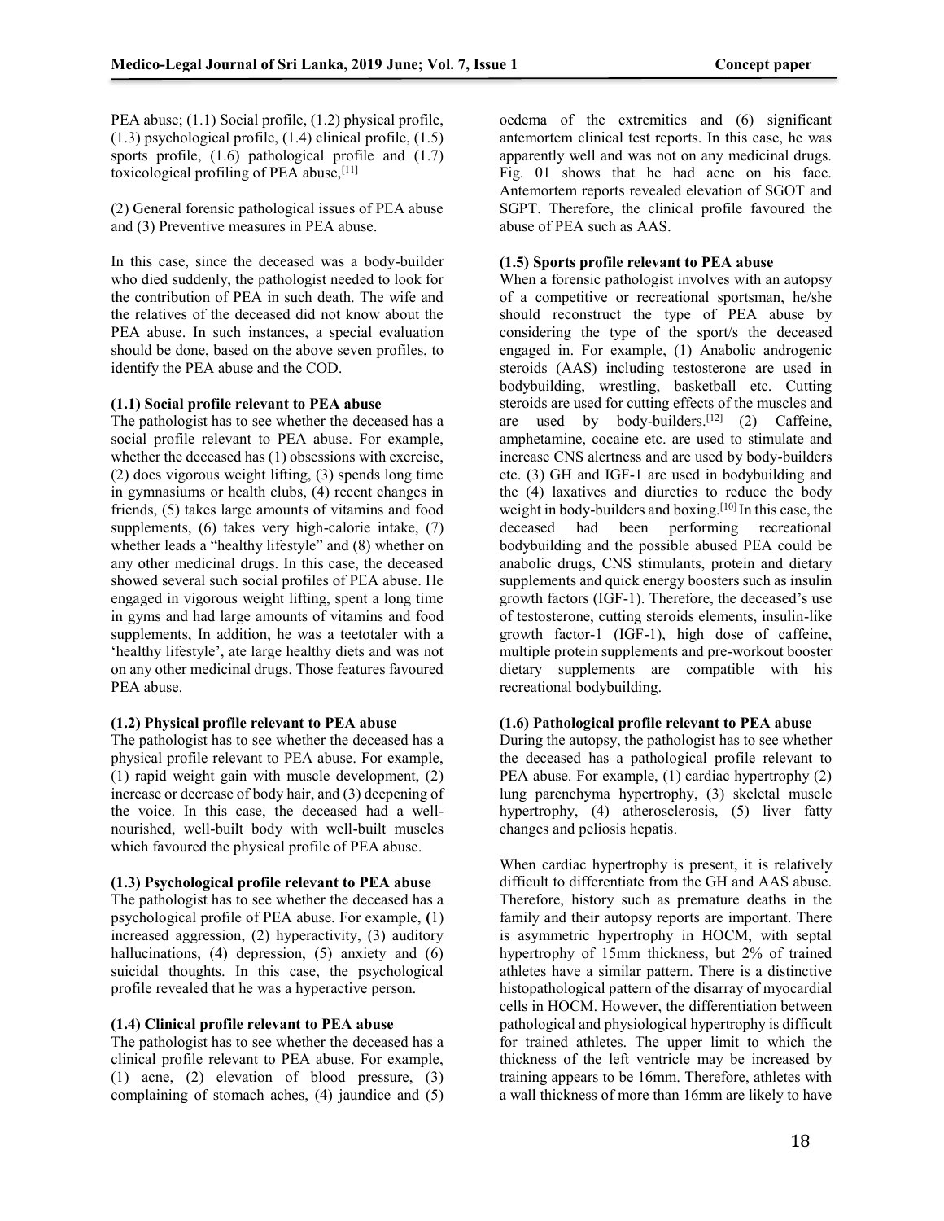PEA abuse; (1.1) Social profile, (1.2) physical profile, (1.3) psychological profile, (1.4) clinical profile, (1.5) sports profile, (1.6) pathological profile and (1.7) toxicological profiling of PEA abuse,[11]

(2) General forensic pathological issues of PEA abuse and (3) Preventive measures in PEA abuse.

In this case, since the deceased was a body-builder who died suddenly, the pathologist needed to look for the contribution of PEA in such death. The wife and the relatives of the deceased did not know about the PEA abuse. In such instances, a special evaluation should be done, based on the above seven profiles, to identify the PEA abuse and the COD.

**(1.1) Social profile relevant to PEA abuse**

The pathologist has to see whether the deceased has a social profile relevant to PEA abuse. For example, whether the deceased has (1) obsessions with exercise, (2) does vigorous weight lifting, (3) spends long time in gymnasiums or health clubs, (4) recent changes in friends, (5) takes large amounts of vitamins and food supplements, (6) takes very high-calorie intake, (7) whether leads a "healthy lifestyle" and (8) whether on any other medicinal drugs. In this case, the deceased showed several such social profiles of PEA abuse. He engaged in vigorous weight lifting, spent a long time in gyms and had large amounts of vitamins and food supplements, In addition, he was a teetotaler with a 'healthy lifestyle', ate large healthy diets and was not on any other medicinal drugs. Those features favoured PEA abuse.

**(1.2) Physical profile relevant to PEA abuse**

The pathologist has to see whether the deceased has a physical profile relevant to PEA abuse. For example, (1) rapid weight gain with muscle development, (2) increase or decrease of body hair, and (3) deepening of the voice. In this case, the deceased had a well-nourished, well-built body with well-built muscles which favoured the physical profile of PEA abuse.

**(1.3) Psychological profile relevant to PEA abuse**

The pathologist has to see whether the deceased has a psychological profile of PEA abuse. For example, (1) increased aggression, (2) hyperactivity, (3) auditory hallucinations, (4) depression, (5) anxiety and (6) suicidal thoughts. In this case, the psychological profile revealed that he was a hyperactive person.

**(1.4) Clinical profile relevant to PEA abuse**

The pathologist has to see whether the deceased has a clinical profile relevant to PEA abuse. For example, (1) acne, (2) elevation of blood pressure, (3) complaining of stomach aches, (4) jaundice and (5) oedema of the extremities and (6) significant antemortem clinical test reports. In this case, he was apparently well and was not on any medicinal drugs. Fig. 01 shows that he had acne on his face. Antemortem reports revealed elevation of SGOT and SGPT. Therefore, the clinical profile favoured the abuse of PEA such as AAS.

**(1.5) Sports profile relevant to PEA abuse**

When a forensic pathologist involves with an autopsy of a competitive or recreational sportsman, he/she should reconstruct the type of PEA abuse by considering the type of the sport/s the deceased engaged in. For example, (1) Anabolic androgenic steroids (AAS) including testosterone are used in bodybuilding, wrestling, basketball etc. Cutting steroids are used for cutting effects of the muscles and are used by body-builders.[12] (2) Caffeine, amphetamine, cocaine etc. are used to stimulate and increase CNS alertness and are used by body-builders etc. (3) GH and IGF-1 are used in bodybuilding and the (4) laxatives and diuretics to reduce the body weight in body-builders and boxing.[10] In this case, the deceased had been performing recreational bodybuilding and the possible abused PEA could be anabolic drugs, CNS stimulants, protein and dietary supplements and quick energy boosters such as insulin growth factors (IGF-1). Therefore, the deceased's use of testosterone, cutting steroids elements, insulin-like growth factor-1 (IGF-1), high dose of caffeine, multiple protein supplements and pre-workout booster dietary supplements are compatible with his recreational bodybuilding.

**(1.6) Pathological profile relevant to PEA abuse**

During the autopsy, the pathologist has to see whether the deceased has a pathological profile relevant to PEA abuse. For example, (1) cardiac hypertrophy (2) lung parenchyma hypertrophy, (3) skeletal muscle hypertrophy, (4) atherosclerosis, (5) liver fatty changes and peliosis hepatis.

When cardiac hypertrophy is present, it is relatively difficult to differentiate from the GH and AAS abuse. Therefore, history such as premature deaths in the family and their autopsy reports are important. There is asymmetric hypertrophy in HOCM, with septal hypertrophy of 15mm thickness, but 2% of trained athletes have a similar pattern. There is a distinctive histopathological pattern of the disarray of myocardial cells in HOCM. However, the differentiation between pathological and physiological hypertrophy is difficult for trained athletes. The upper limit to which the thickness of the left ventricle may be increased by training appears to be 16mm. Therefore, athletes with a wall thickness of more than 16mm are likely to have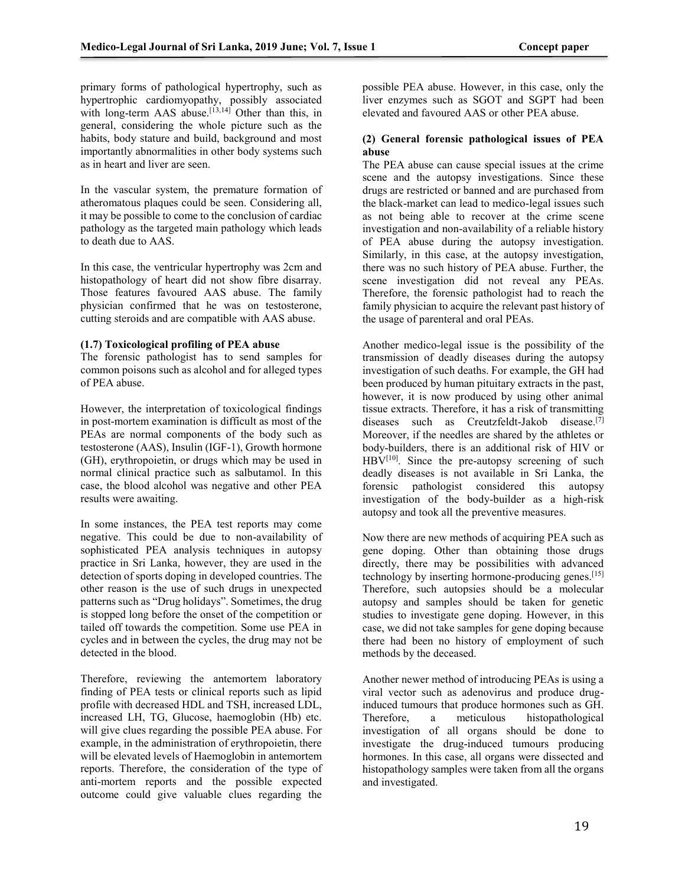primary forms of pathological hypertrophy, such as hypertrophic cardiomyopathy, possibly associated with long-term AAS abuse.[13,14] Other than this, in general, considering the whole picture such as the habits, body stature and build, background and most importantly abnormalities in other body systems such as in heart and liver are seen.

In the vascular system, the premature formation of atheromatous plaques could be seen. Considering all, it may be possible to come to the conclusion of cardiac pathology as the targeted main pathology which leads to death due to AAS.

In this case, the ventricular hypertrophy was 2cm and histopathology of heart did not show fibre disarray. Those features favoured AAS abuse. The family physician confirmed that he was on testosterone, cutting steroids and are compatible with AAS abuse.

**(1.7) Toxicological profiling of PEA abuse**

The forensic pathologist has to send samples for common poisons such as alcohol and for alleged types of PEA abuse.

However, the interpretation of toxicological findings in post-mortem examination is difficult as most of the PEAs are normal components of the body such as testosterone (AAS), Insulin (IGF-1), Growth hormone (GH), erythropoietin, or drugs which may be used in normal clinical practice such as salbutamol. In this case, the blood alcohol was negative and other PEA results were awaiting.

In some instances, the PEA test reports may come negative. This could be due to non-availability of sophisticated PEA analysis techniques in autopsy practice in Sri Lanka, however, they are used in the detection of sports doping in developed countries. The other reason is the use of such drugs in unexpected patterns such as "Drug holidays". Sometimes, the drug is stopped long before the onset of the competition or tailed off towards the competition. Some use PEA in cycles and in between the cycles, the drug may not be detected in the blood.

Therefore, reviewing the antemortem laboratory finding of PEA tests or clinical reports such as lipid profile with decreased HDL and TSH, increased LDL, increased LH, TG, Glucose, haemoglobin (Hb) etc. will give clues regarding the possible PEA abuse. For example, in the administration of erythropoietin, there will be elevated levels of Haemoglobin in antemortem reports. Therefore, the consideration of the type of anti-mortem reports and the possible expected outcome could give valuable clues regarding the possible PEA abuse. However, in this case, only the liver enzymes such as SGOT and SGPT had been elevated and favoured AAS or other PEA abuse.

**(2) General forensic pathological issues of PEA abuse**

The PEA abuse can cause special issues at the crime scene and the autopsy investigations. Since these drugs are restricted or banned and are purchased from the black-market can lead to medico-legal issues such as not being able to recover at the crime scene investigation and non-availability of a reliable history of PEA abuse during the autopsy investigation. Similarly, in this case, at the autopsy investigation, there was no such history of PEA abuse. Further, the scene investigation did not reveal any PEAs. Therefore, the forensic pathologist had to reach the family physician to acquire the relevant past history of the usage of parenteral and oral PEAs.

Another medico-legal issue is the possibility of the transmission of deadly diseases during the autopsy investigation of such deaths. For example, the GH had been produced by human pituitary extracts in the past, however, it is now produced by using other animal tissue extracts. Therefore, it has a risk of transmitting diseases such as Creutzfeldt-Jakob disease.[7] Moreover, if the needles are shared by the athletes or body-builders, there is an additional risk of HIV or HBV[10]. Since the pre-autopsy screening of such deadly diseases is not available in Sri Lanka, the forensic pathologist considered this autopsy investigation of the body-builder as a high-risk autopsy and took all the preventive measures.

Now there are new methods of acquiring PEA such as gene doping. Other than obtaining those drugs directly, there may be possibilities with advanced technology by inserting hormone-producing genes.[15] Therefore, such autopsies should be a molecular autopsy and samples should be taken for genetic studies to investigate gene doping. However, in this case, we did not take samples for gene doping because there had been no history of employment of such methods by the deceased.

Another newer method of introducing PEAs is using a viral vector such as adenovirus and produce drug-induced tumours that produce hormones such as GH. Therefore, a meticulous histopathological investigation of all organs should be done to investigate the drug-induced tumours producing hormones. In this case, all organs were dissected and histopathology samples were taken from all the organs and investigated.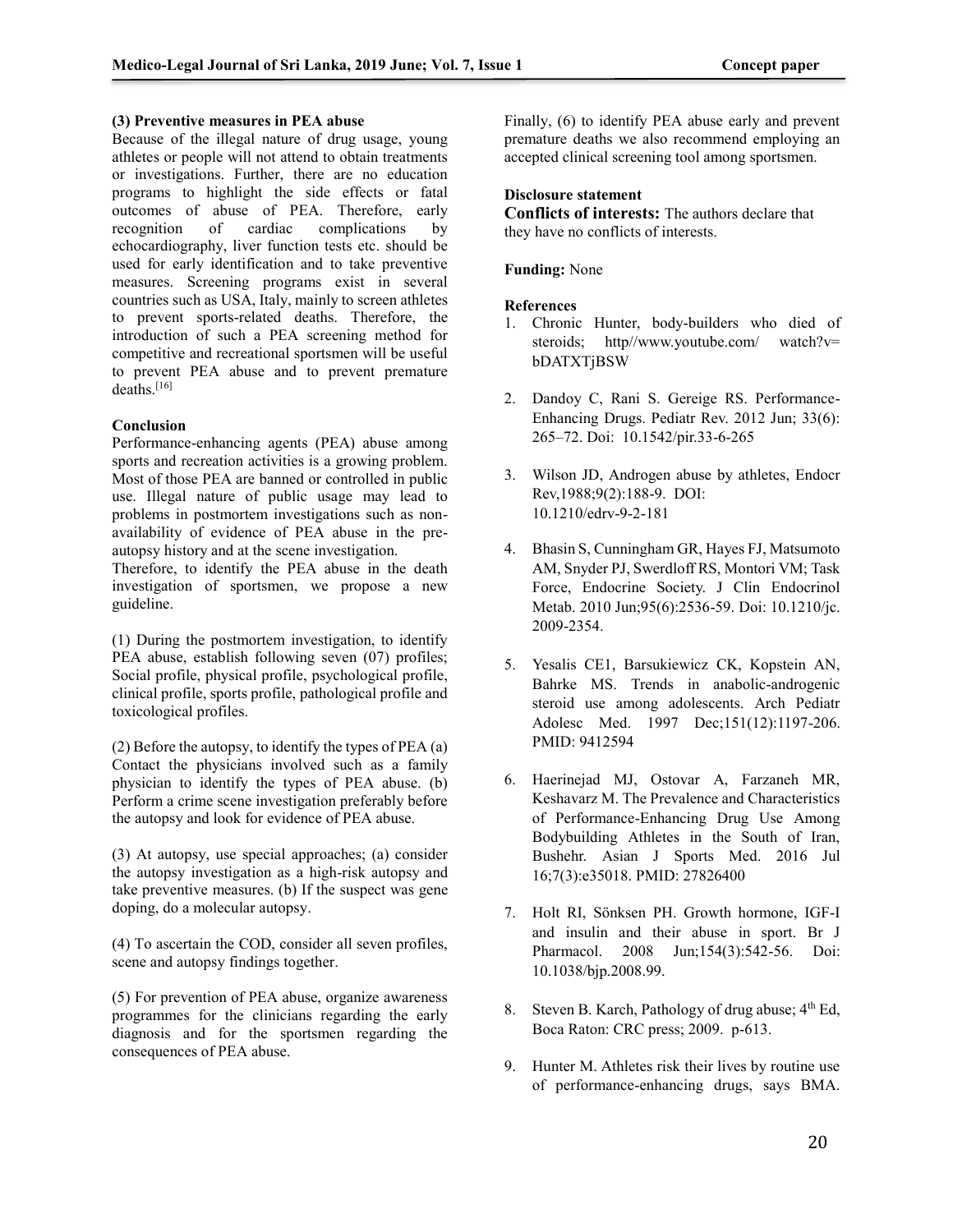**(3) Preventive measures in PEA abuse**

Because of the illegal nature of drug usage, young athletes or people will not attend to obtain treatments or investigations. Further, there are no education programs to highlight the side effects or fatal outcomes of abuse of PEA. Therefore, early recognition of cardiac complications by echocardiography, liver function tests etc. should be used for early identification and to take preventive measures. Screening programs exist in several countries such as USA, Italy, mainly to screen athletes to prevent sports-related deaths. Therefore, the introduction of such a PEA screening method for competitive and recreational sportsmen will be useful to prevent PEA abuse and to prevent premature deaths.[16]

**Conclusion**

Performance-enhancing agents (PEA) abuse among sports and recreation activities is a growing problem. Most of those PEA are banned or controlled in public use. Illegal nature of public usage may lead to problems in postmortem investigations such as non-availability of evidence of PEA abuse in the pre-autopsy history and at the scene investigation.

Therefore, to identify the PEA abuse in the death investigation of sportsmen, we propose a new guideline.

(1) During the postmortem investigation, to identify PEA abuse, establish following seven (07) profiles; Social profile, physical profile, psychological profile, clinical profile, sports profile, pathological profile and toxicological profiles.

(2) Before the autopsy, to identify the types of PEA (a) Contact the physicians involved such as a family physician to identify the types of PEA abuse. (b) Perform a crime scene investigation preferably before the autopsy and look for evidence of PEA abuse.

(3) At autopsy, use special approaches; (a) consider the autopsy investigation as a high-risk autopsy and take preventive measures. (b) If the suspect was gene doping, do a molecular autopsy.

(4) To ascertain the COD, consider all seven profiles, scene and autopsy findings together.

(5) For prevention of PEA abuse, organize awareness programmes for the clinicians regarding the early diagnosis and for the sportsmen regarding the consequences of PEA abuse.

Finally, (6) to identify PEA abuse early and prevent premature deaths we also recommend employing an accepted clinical screening tool among sportsmen.

**Disclosure statement**

**Conflicts of interests:** The authors declare that they have no conflicts of interests.

**Funding:** None

**References**

1. Chronic Hunter, body-builders who died of steroids; http//www.youtube.com/ watch?v= bDATXTjBSW
2. Dandoy C, Rani S. Gereige RS. Performance-Enhancing Drugs. Pediatr Rev. 2012 Jun; 33(6): 265–72. Doi: 10.1542/pir.33-6-265
3. Wilson JD, Androgen abuse by athletes, Endocr Rev,1988;9(2):188-9. DOI: 10.1210/edrv-9-2-181
4. Bhasin S, Cunningham GR, Hayes FJ, Matsumoto AM, Snyder PJ, Swerdloff RS, Montori VM; Task Force, Endocrine Society. J Clin Endocrinol Metab. 2010 Jun;95(6):2536-59. Doi: 10.1210/jc.2009-2354.
5. Yesalis CE1, Barsukiewicz CK, Kopstein AN, Bahrke MS. Trends in anabolic-androgenic steroid use among adolescents. Arch Pediatr Adolesc Med. 1997 Dec;151(12):1197-206. PMID: 9412594
6. Haerinejad MJ, Ostovar A, Farzaneh MR, Keshavarz M. The Prevalence and Characteristics of Performance-Enhancing Drug Use Among Bodybuilding Athletes in the South of Iran, Bushehr. Asian J Sports Med. 2016 Jul 16;7(3):e35018. PMID: 27826400
7. Holt RI, Sönksen PH. Growth hormone, IGF-I and insulin and their abuse in sport. Br J Pharmacol. 2008 Jun;154(3):542-56. Doi: 10.1038/bjp.2008.99.
8. Steven B. Karch, Pathology of drug abuse; 4th Ed, Boca Raton: CRC press; 2009. p-613.
9. Hunter M. Athletes risk their lives by routine use of performance-enhancing drugs, says BMA.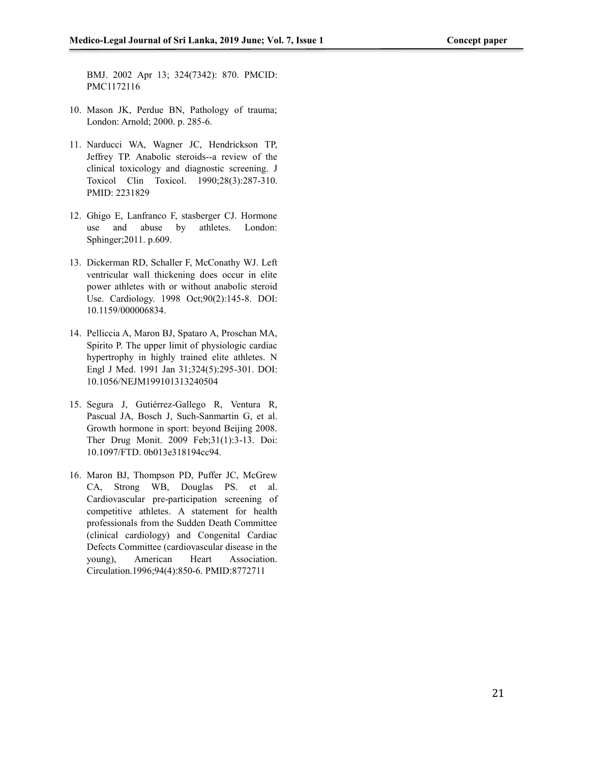BMJ. 2002 Apr 13; 324(7342): 870. PMCID: PMC1172116

10. Mason JK, Perdue BN, Pathology of trauma; London: Arnold; 2000. p. 285-6.

11. Narducci WA, Wagner JC, Hendrickson TP, Jeffrey TP. Anabolic steroids--a review of the clinical toxicology and diagnostic screening. J Toxicol Clin Toxicol. 1990;28(3):287-310. PMID: 2231829

12. Ghigo E, Lanfranco F, stasberger CJ. Hormone use and abuse by athletes. London: Sphinger;2011. p.609.

13. Dickerman RD, Schaller F, McConathy WJ. Left ventricular wall thickening does occur in elite power athletes with or without anabolic steroid Use. Cardiology. 1998 Oct;90(2):145-8. DOI: 10.1159/000006834.

14. Pelliccia A, Maron BJ, Spataro A, Proschan MA, Spirito P. The upper limit of physiologic cardiac hypertrophy in highly trained elite athletes. N Engl J Med. 1991 Jan 31;324(5):295-301. DOI: 10.1056/NEJM199101313240504

15. Segura J, Gutiérrez-Gallego R, Ventura R, Pascual JA, Bosch J, Such-Sanmartin G, et al. Growth hormone in sport: beyond Beijing 2008. Ther Drug Monit. 2009 Feb;31(1):3-13. Doi: 10.1097/FTD. 0b013e318194cc94.

16. Maron BJ, Thompson PD, Puffer JC, McGrew CA, Strong WB, Douglas PS. et al. Cardiovascular pre-participation screening of competitive athletes. A statement for health professionals from the Sudden Death Committee (clinical cardiology) and Congenital Cardiac Defects Committee (cardiovascular disease in the young), American Heart Association. Circulation.1996;94(4):850-6. PMID:8772711